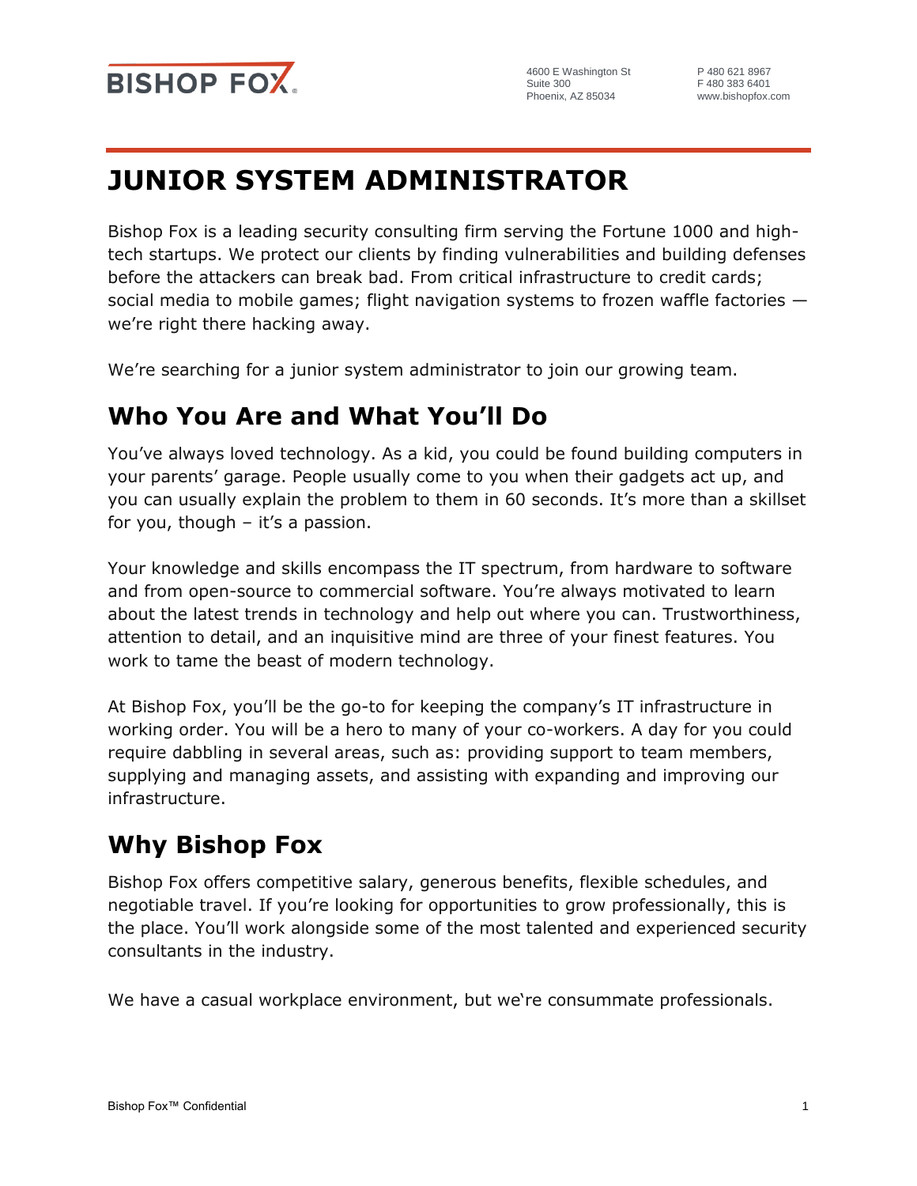4600 E Washington St
Suite 300
Phoenix, AZ 85034

P 480 621 8967
F 480 383 6401
www.bishopfox.com

# JUNIOR SYSTEM ADMINISTRATOR

Bishop Fox is a leading security consulting firm serving the Fortune 1000 and high-tech startups. We protect our clients by finding vulnerabilities and building defenses before the attackers can break bad. From critical infrastructure to credit cards; social media to mobile games; flight navigation systems to frozen waffle factories — we're right there hacking away.

We're searching for a junior system administrator to join our growing team.

## Who You Are and What You'll Do

You've always loved technology. As a kid, you could be found building computers in your parents' garage. People usually come to you when their gadgets act up, and you can usually explain the problem to them in 60 seconds. It's more than a skillset for you, though – it's a passion.

Your knowledge and skills encompass the IT spectrum, from hardware to software and from open-source to commercial software. You're always motivated to learn about the latest trends in technology and help out where you can. Trustworthiness, attention to detail, and an inquisitive mind are three of your finest features. You work to tame the beast of modern technology.

At Bishop Fox, you'll be the go-to for keeping the company's IT infrastructure in working order. You will be a hero to many of your co-workers. A day for you could require dabbling in several areas, such as: providing support to team members, supplying and managing assets, and assisting with expanding and improving our infrastructure.

## Why Bishop Fox

Bishop Fox offers competitive salary, generous benefits, flexible schedules, and negotiable travel. If you're looking for opportunities to grow professionally, this is the place. You'll work alongside some of the most talented and experienced security consultants in the industry.

We have a casual workplace environment, but we're consummate professionals.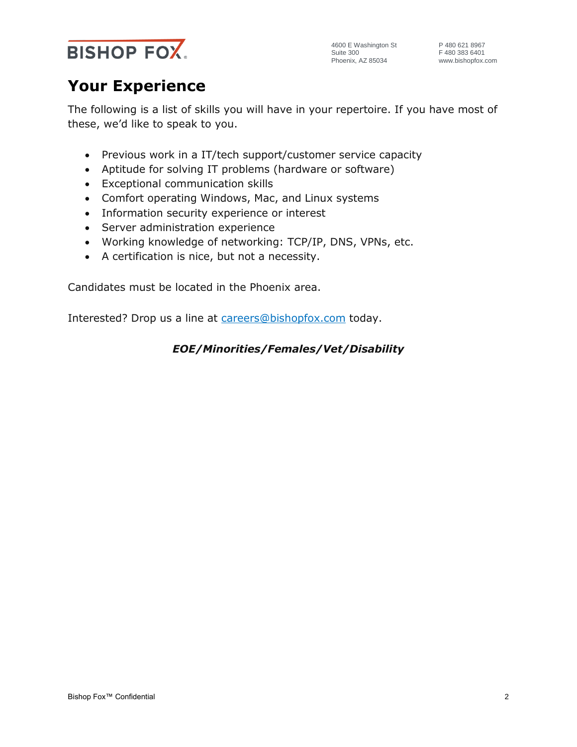## Your Experience

The following is a list of skills you will have in your repertoire. If you have most of these, we'd like to speak to you.

- Previous work in a IT/tech support/customer service capacity
- Aptitude for solving IT problems (hardware or software)
- Exceptional communication skills
- Comfort operating Windows, Mac, and Linux systems
- Information security experience or interest
- Server administration experience
- Working knowledge of networking: TCP/IP, DNS, VPNs, etc.
- A certification is nice, but not a necessity.

Candidates must be located in the Phoenix area.

Interested? Drop us a line at careers@bishopfox.com today.

***EOE/Minorities/Females/Vet/Disability***